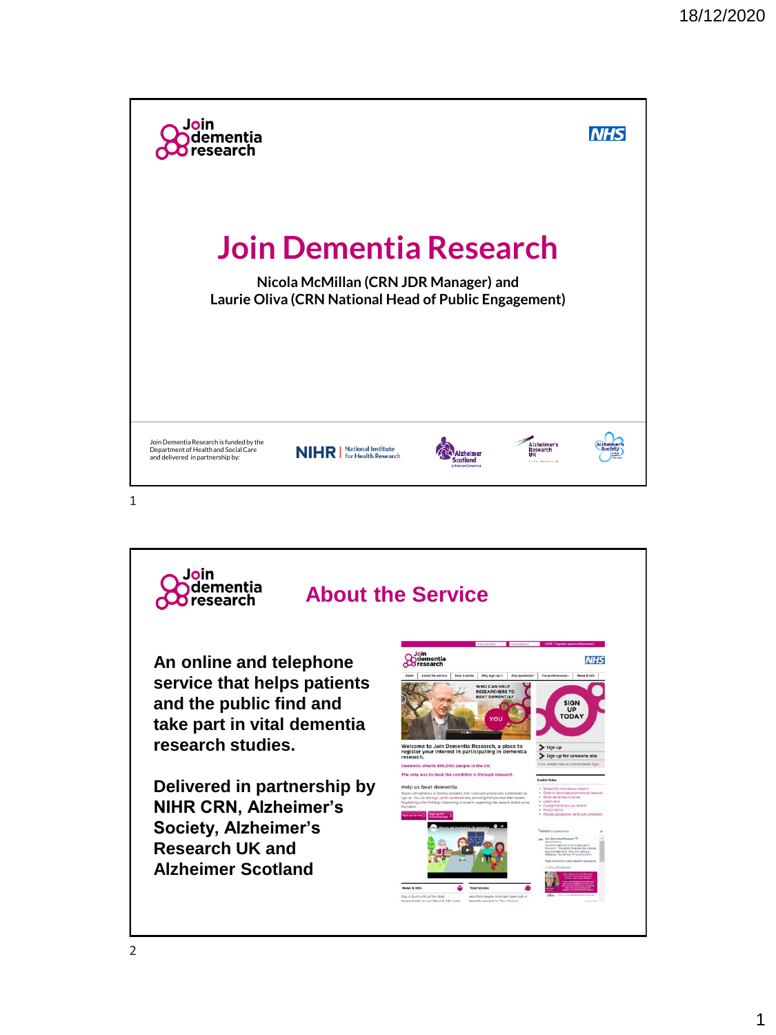# Join Dementia Research

**Nicola McMillan (CRN JDR Manager) and**
**Laurie Oliva (CRN National Head of Public Engagement)**

Join Dementia Research is funded by the Department of Health and Social Care and delivered in partnership by:

NIHR | National Institute for Health Research

## About the Service

**An online and telephone service that helps patients and the public find and take part in vital dementia research studies.**

**Delivered in partnership by NIHR CRN, Alzheimer's Society, Alzheimer's Research UK and Alzheimer Scotland**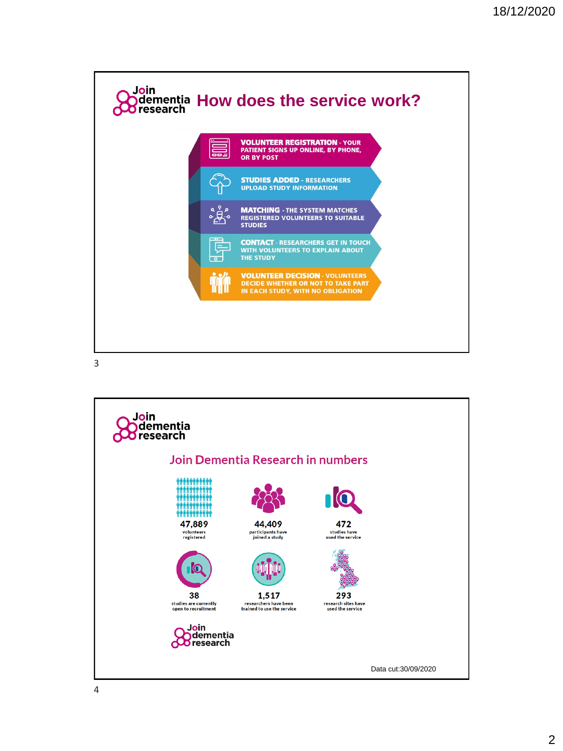## How does the service work?

- **VOLUNTEER REGISTRATION** - YOUR PATIENT SIGNS UP ONLINE, BY PHONE, OR BY POST
- **STUDIES ADDED** - RESEARCHERS UPLOAD STUDY INFORMATION
- **MATCHING** - THE SYSTEM MATCHES REGISTERED VOLUNTEERS TO SUITABLE STUDIES
- **CONTACT** - RESEARCHERS GET IN TOUCH WITH VOLUNTEERS TO EXPLAIN ABOUT THE STUDY
- **VOLUNTEER DECISION** - VOLUNTEERS DECIDE WHETHER OR NOT TO TAKE PART IN EACH STUDY, WITH NO OBLIGATION

## Join Dementia Research in numbers

- **47,889** volunteers registered
- **44,409** participants have joined a study
- **472** studies have used the service
- **38** studies are currently open to recruitment
- **1,517** researchers have been trained to use the service
- **293** research sites have used the service

Data cut:30/09/2020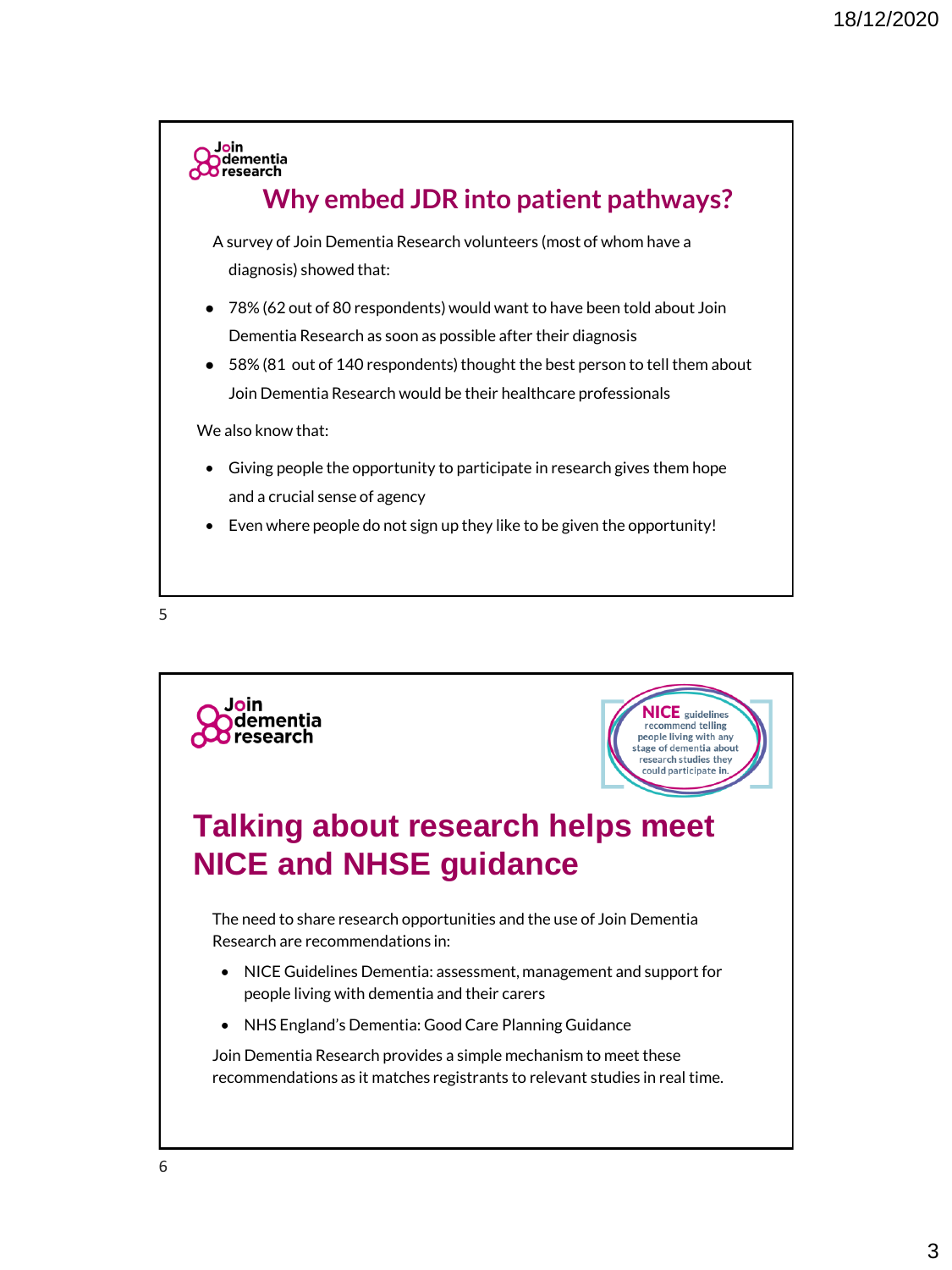## Why embed JDR into patient pathways?

A survey of Join Dementia Research volunteers (most of whom have a diagnosis) showed that:

- 78% (62 out of 80 respondents) would want to have been told about Join Dementia Research as soon as possible after their diagnosis
- 58% (81 out of 140 respondents) thought the best person to tell them about Join Dementia Research would be their healthcare professionals

We also know that:

- Giving people the opportunity to participate in research gives them hope and a crucial sense of agency
- Even where people do not sign up they like to be given the opportunity!

## Talking about research helps meet NICE and NHSE guidance

NICE guidelines recommend telling people living with any stage of dementia about research studies they could participate in.

The need to share research opportunities and the use of Join Dementia Research are recommendations in:

- NICE Guidelines Dementia: assessment, management and support for people living with dementia and their carers
- NHS England's Dementia: Good Care Planning Guidance

Join Dementia Research provides a simple mechanism to meet these recommendations as it matches registrants to relevant studies in real time.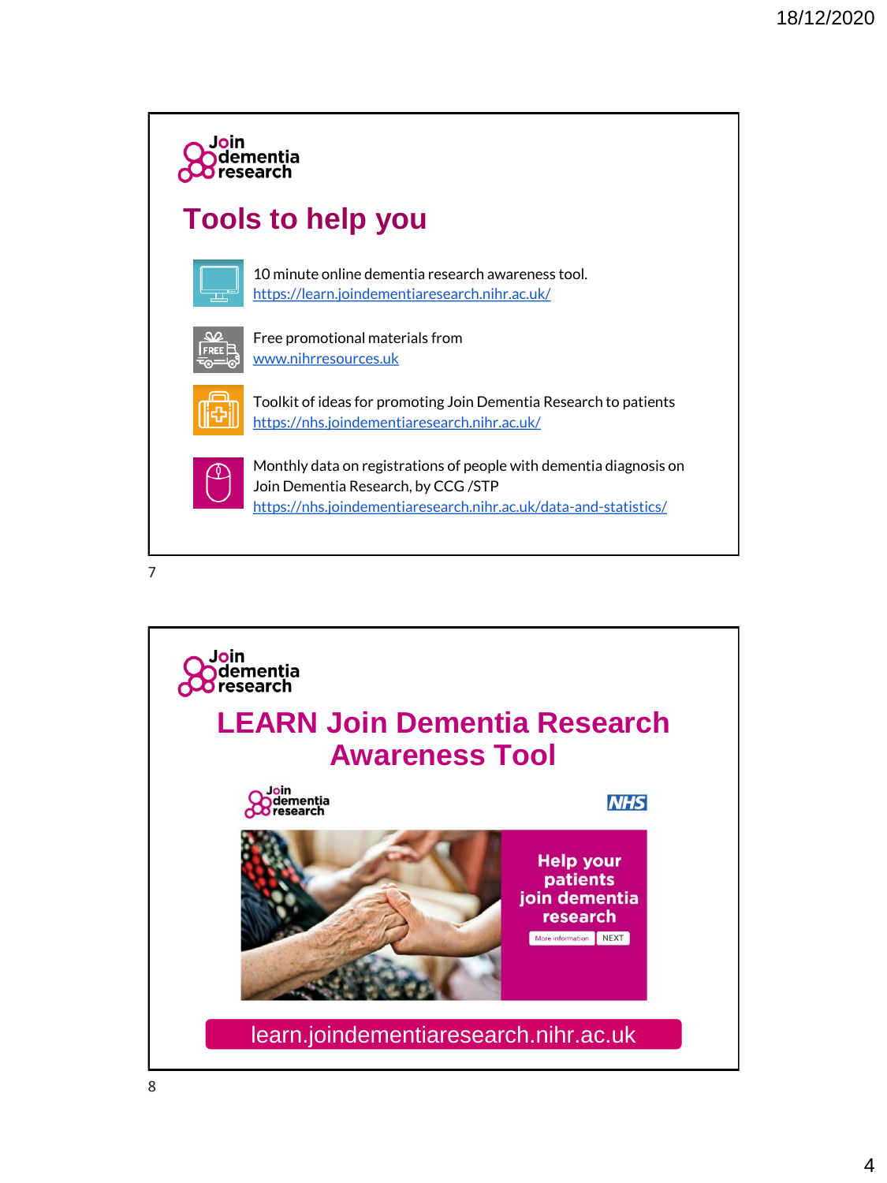Join dementia research

# Tools to help you

- 10 minute online dementia research awareness tool. https://learn.joindementiaresearch.nihr.ac.uk/
- Free promotional materials from www.nihrresources.uk
- Toolkit of ideas for promoting Join Dementia Research to patients https://nhs.joindementiaresearch.nihr.ac.uk/
- Monthly data on registrations of people with dementia diagnosis on Join Dementia Research, by CCG /STP https://nhs.joindementiaresearch.nihr.ac.uk/data-and-statistics/

Join dementia research

# LEARN Join Dementia Research Awareness Tool

Join dementia research

NHS

Help your patients join dementia research

More information NEXT

learn.joindementiaresearch.nihr.ac.uk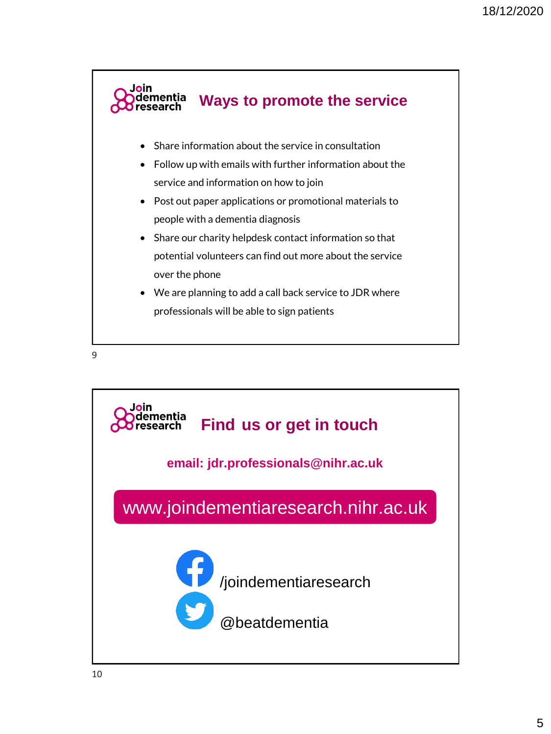## Ways to promote the service

- Share information about the service in consultation
- Follow up with emails with further information about the service and information on how to join
- Post out paper applications or promotional materials to people with a dementia diagnosis
- Share our charity helpdesk contact information so that potential volunteers can find out more about the service over the phone
- We are planning to add a call back service to JDR where professionals will be able to sign patients

## Find us or get in touch

**email: jdr.professionals@nihr.ac.uk**

www.joindementiaresearch.nihr.ac.uk

/joindementiaresearch

@beatdementia